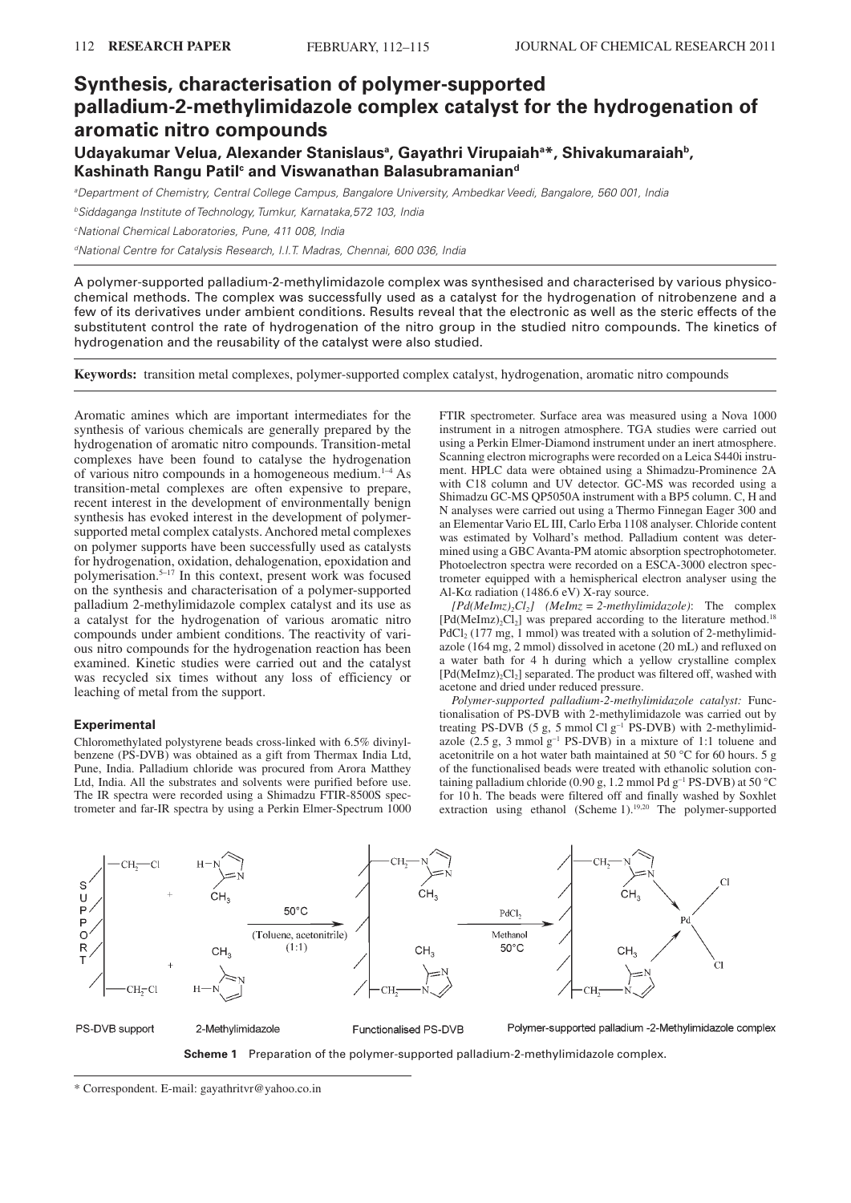# Synthesis, characterisation of polymer-supported palladium-2-methylimidazole complex catalyst for the hydrogenation of aromatic nitro compounds

**Udayakumar Velu[a], Alexander Stanislaus[a], Gayathri Virupaiah[a]*, Shivakumaraiah[b], Kashinath Rangu Patil[c] and Viswanathan Balasubramanian[d]**

[a]*Department of Chemistry, Central College Campus, Bangalore University, Ambedkar Veedi, Bangalore, 560 001, India*

[b]*Siddaganga Institute of Technology, Tumkur, Karnataka, 572 103, India*

[c]*National Chemical Laboratories, Pune, 411 008, India*

[d]*National Centre for Catalysis Research, I.I.T. Madras, Chennai, 600 036, India*

A polymer-supported palladium-2-methylimidazole complex was synthesised and characterised by various physicochemical methods. The complex was successfully used as a catalyst for the hydrogenation of nitrobenzene and a few of its derivatives under ambient conditions. Results reveal that the electronic as well as the steric effects of the substitutent control the rate of hydrogenation of the nitro group in the studied nitro compounds. The kinetics of hydrogenation and the reusability of the catalyst were also studied.

**Keywords:** transition metal complexes, polymer-supported complex catalyst, hydrogenation, aromatic nitro compounds

Aromatic amines which are important intermediates for the synthesis of various chemicals are generally prepared by the hydrogenation of aromatic nitro compounds. Transition-metal complexes have been found to catalyse the hydrogenation of various nitro compounds in a homogeneous medium.[1–4] As transition-metal complexes are often expensive to prepare, recent interest in the development of environmentally benign synthesis has evoked interest in the development of polymer-supported metal complex catalysts. Anchored metal complexes on polymer supports have been successfully used as catalysts for hydrogenation, oxidation, dehalogenation, epoxidation and polymerisation.[5–17] In this context, present work was focused on the synthesis and characterisation of a polymer-supported palladium 2-methylimidazole complex catalyst and its use as a catalyst for the hydrogenation of various aromatic nitro compounds under ambient conditions. The reactivity of various nitro compounds for the hydrogenation reaction has been examined. Kinetic studies were carried out and the catalyst was recycled six times without any loss of efficiency or leaching of metal from the support.

## Experimental

Chloromethylated polystyrene beads cross-linked with 6.5% divinylbenzene (PS-DVB) was obtained as a gift from Thermax India Ltd, Pune, India. Palladium chloride was procured from Arora Matthey Ltd, India. All the substrates and solvents were purified before use. The IR spectra were recorded using a Shimadzu FTIR-8500S spectrometer and far-IR spectra by using a Perkin Elmer-Spectrum 1000 FTIR spectrometer. Surface area was measured using a Nova 1000 instrument in a nitrogen atmosphere. TGA studies were carried out using a Perkin Elmer-Diamond instrument under an inert atmosphere. Scanning electron micrographs were recorded on a Leica S440i instrument. HPLC data were obtained using a Shimadzu-Prominence 2A with C18 column and UV detector. GC-MS was recorded using a Shimadzu GC-MS QP5050A instrument with a BP5 column. C, H and N analyses were carried out using a Thermo Finnegan Eager 300 and an Elementar Vario EL III, Carlo Erba 1108 analyser. Chloride content was estimated by Volhard's method. Palladium content was determined using a GBC Avanta-PM atomic absorption spectrophotometer. Photoelectron spectra were recorded on a ESCA-3000 electron spectrometer equipped with a hemispherical electron analyser using the Al-Kα radiation (1486.6 eV) X-ray source.

*$[Pd(MeImz)_2Cl_2]$ (MeImz = 2-methylimidazole)*: The complex $[Pd(MeImz)_2Cl_2]$ was prepared according to the literature method.[18] $PdCl_2$ (177 mg, 1 mmol) was treated with a solution of 2-methylimidazole (164 mg, 2 mmol) dissolved in acetone (20 mL) and refluxed on a water bath for 4 h during which a yellow crystalline complex $[Pd(MeImz)_2Cl_2]$ separated. The product was filtered off, washed with acetone and dried under reduced pressure.

*Polymer-supported palladium-2-methylimidazole catalyst:* Functionalisation of PS-DVB with 2-methylimidazole was carried out by treating PS-DVB (5 g, 5 mmol Cl $g^{-1}$ PS-DVB) with 2-methylimidazole (2.5 g, 3 mmol $g^{-1}$ PS-DVB) in a mixture of 1:1 toluene and acetonitrile on a hot water bath maintained at 50 °C for 60 hours. 5 g of the functionalised beads were treated with ethanolic solution containing palladium chloride (0.90 g, 1.2 mmol Pd $g^{-1}$ PS-DVB) at 50 °C for 10 h. The beads were filtered off and finally washed by Soxhlet extraction using ethanol (Scheme 1).[19,20] The polymer-supported

**Scheme 1** Preparation of the polymer-supported palladium-2-methylimidazole complex.

\* Correspondent. E-mail: gayathritvr@yahoo.co.in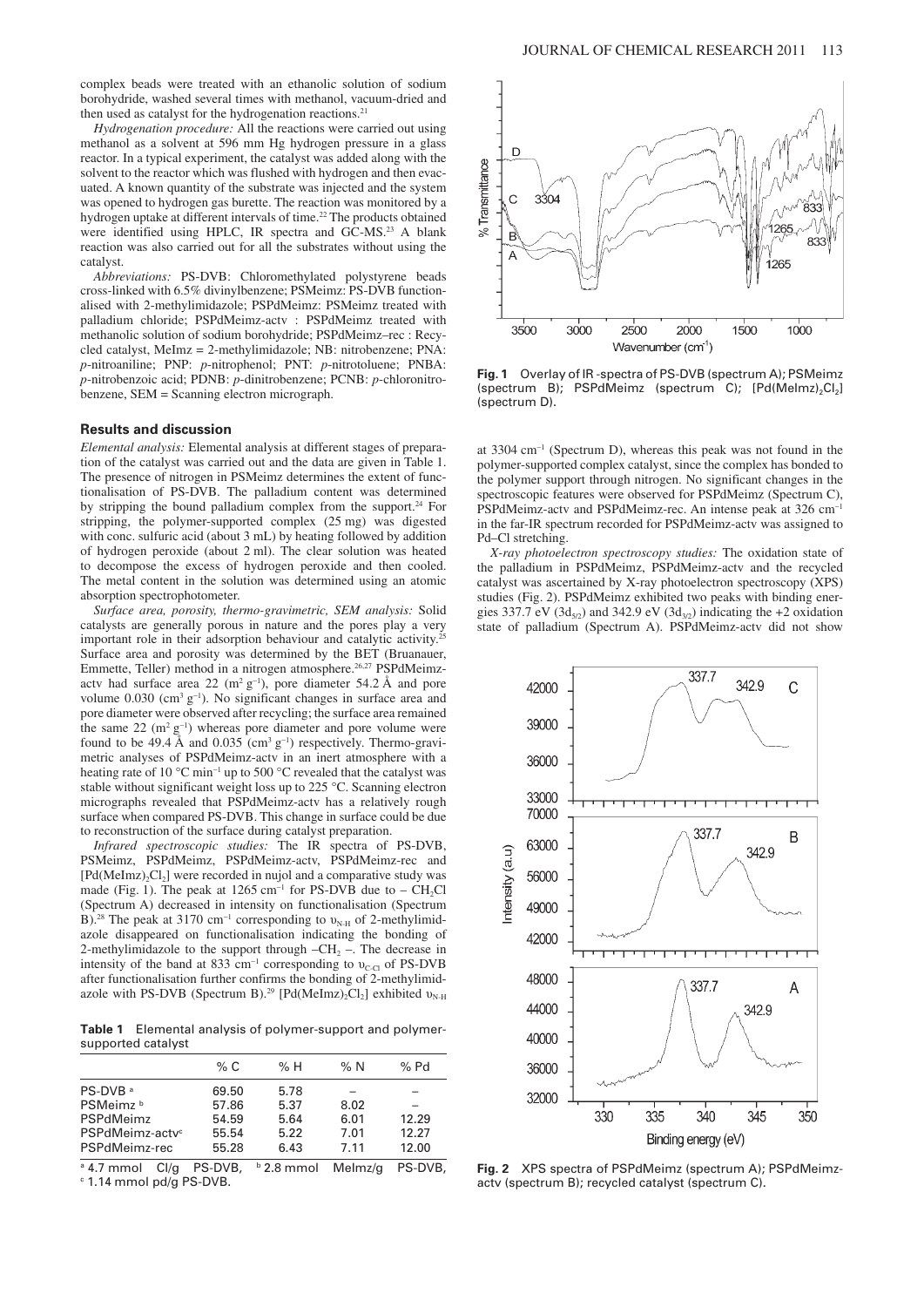complex beads were treated with an ethanolic solution of sodium borohydride, washed several times with methanol, vacuum-dried and then used as catalyst for the hydrogenation reactions.[21]

*Hydrogenation procedure:* All the reactions were carried out using methanol as a solvent at 596 mm Hg hydrogen pressure in a glass reactor. In a typical experiment, the catalyst was added along with the solvent to the reactor which was flushed with hydrogen and then evacuated. A known quantity of the substrate was injected and the system was opened to hydrogen gas burette. The reaction was monitored by a hydrogen uptake at different intervals of time.[22] The products obtained were identified using HPLC, IR spectra and GC-MS.[23] A blank reaction was also carried out for all the substrates without using the catalyst.

*Abbreviations:* PS-DVB: Chloromethylated polystyrene beads cross-linked with 6.5% divinylbenzene; PSMeimz: PS-DVB functionalised with 2-methylimidazole; PSPdMeimz: PSMeimz treated with palladium chloride; PSPdMeimz-actv : PSPdMeimz treated with methanolic solution of sodium borohydride; PSPdMeimz–rec : Recycled catalyst, MeImz = 2-methylimidazole; NB: nitrobenzene; PNA: *p*-nitroaniline; PNP: *p*-nitrophenol; PNT: *p*-nitrotoluene; PNBA: *p*-nitrobenzoic acid; PDNB: *p*-dinitrobenzene; PCNB: *p*-chloronitrobenzene, SEM = Scanning electron micrograph.

## Results and discussion

*Elemental analysis:* Elemental analysis at different stages of preparation of the catalyst was carried out and the data are given in Table 1. The presence of nitrogen in PSMeimz determines the extent of functionalisation of PS-DVB. The palladium content was determined by stripping the bound palladium complex from the support.[24] For stripping, the polymer-supported complex (25 mg) was digested with conc. sulfuric acid (about 3 mL) by heating followed by addition of hydrogen peroxide (about 2 ml). The clear solution was heated to decompose the excess of hydrogen peroxide and then cooled. The metal content in the solution was determined using an atomic absorption spectrophotometer.

*Surface area, porosity, thermo-gravimetric, SEM analysis:* Solid catalysts are generally porous in nature and the pores play a very important role in their adsorption behaviour and catalytic activity.[25] Surface area and porosity was determined by the BET (Bruanauer, Emmette, Teller) method in a nitrogen atmosphere.[26,27] PSPdMeimz-actv had surface area 22 ($m^2$ $g^{-1}$), pore diameter 54.2 Å and pore volume 0.030 ($cm^3$ $g^{-1}$). No significant changes in surface area and pore diameter were observed after recycling; the surface area remained the same 22 ($m^2$ $g^{-1}$) whereas pore diameter and pore volume were found to be 49.4 Å and 0.035 ($cm^3$ $g^{-1}$) respectively. Thermo-gravimetric analyses of PSPdMeimz-actv in an inert atmosphere with a heating rate of 10 °C $min^{-1}$ up to 500 °C revealed that the catalyst was stable without significant weight loss up to 225 °C. Scanning electron micrographs revealed that PSPdMeimz-actv has a relatively rough surface when compared PS-DVB. This change in surface could be due to reconstruction of the surface during catalyst preparation.

*Infrared spectroscopic studies:* The IR spectra of PS-DVB, PSMeimz, PSPdMeimz, PSPdMeimz-actv, PSPdMeimz-rec and $[Pd(MeImz)_2Cl_2]$ were recorded in nujol and a comparative study was made (Fig. 1). The peak at 1265 $cm^{-1}$ for PS-DVB due to – $CH_2Cl$ (Spectrum A) decreased in intensity on functionalisation (Spectrum B).[28] The peak at 3170 $cm^{-1}$ corresponding to $\upsilon_{N-H}$ of 2-methylimidazole disappeared on functionalisation indicating the bonding of 2-methylimidazole to the support through $-CH_2-$. The decrease in intensity of the band at 833 $cm^{-1}$ corresponding to $\upsilon_{C-Cl}$ of PS-DVB after functionalisation further confirms the bonding of 2-methylimidazole with PS-DVB (Spectrum B).[29] $[Pd(MeImz)_2Cl_2]$ exhibited $\upsilon_{N-H}$ at 3304 $cm^{-1}$ (Spectrum D), whereas this peak was not found in the polymer-supported complex catalyst, since the complex has bonded to the polymer support through nitrogen. No significant changes in the spectroscopic features were observed for PSPdMeimz (Spectrum C), PSPdMeimz-actv and PSPdMeimz-rec. An intense peak at 326 $cm^{-1}$ in the far-IR spectrum recorded for PSPdMeimz-actv was assigned to Pd–Cl stretching.

**Table 1** Elemental analysis of polymer-support and polymer-supported catalyst

| | % C | % H | % N | % Pd |
|---|---|---|---|---|
| PS-DVB [a] | 69.50 | 5.78 | – | – |
| PSMeimz [b] | 57.86 | 5.37 | 8.02 | – |
| PSPdMeimz | 54.59 | 5.64 | 6.01 | 12.29 |
| PSPdMeimz-actv[c] | 55.54 | 5.22 | 7.01 | 12.27 |
| PSPdMeimz-rec | 55.28 | 6.43 | 7.11 | 12.00 |

[a] 4.7 mmol Cl/g PS-DVB, [b] 2.8 mmol MeImz/g PS-DVB, [c] 1.14 mmol pd/g PS-DVB.

**Fig. 1** Overlay of IR -spectra of PS-DVB (spectrum A); PSMeimz (spectrum B); PSPdMeimz (spectrum C); $[Pd(MeImz)_2Cl_2]$ (spectrum D).

*X-ray photoelectron spectroscopy studies:* The oxidation state of the palladium in PSPdMeimz, PSPdMeimz-actv and the recycled catalyst was ascertained by X-ray photoelectron spectroscopy (XPS) studies (Fig. 2). PSPdMeimz exhibited two peaks with binding energies 337.7 eV ($3d_{5/2}$) and 342.9 eV ($3d_{3/2}$) indicating the +2 oxidation state of palladium (Spectrum A). PSPdMeimz-actv did not show

**Fig. 2** XPS spectra of PSPdMeimz (spectrum A); PSPdMeimz-actv (spectrum B); recycled catalyst (spectrum C).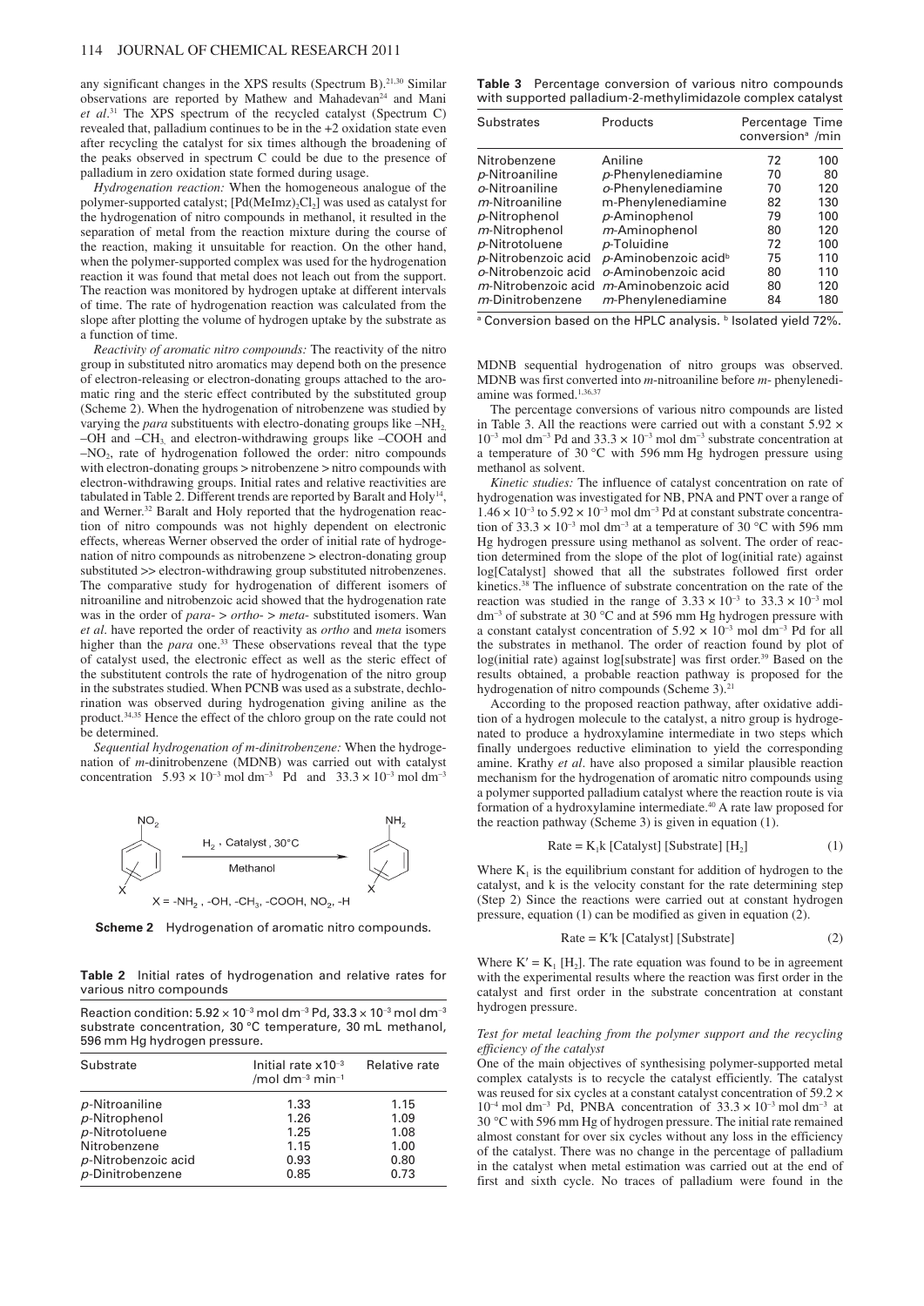any significant changes in the XPS results (Spectrum B).[21,30] Similar observations are reported by Mathew and Mahadevan[24] and Mani *et al*.[31] The XPS spectrum of the recycled catalyst (Spectrum C) revealed that, palladium continues to be in the +2 oxidation state even after recycling the catalyst for six times although the broadening of the peaks observed in spectrum C could be due to the presence of palladium in zero oxidation state formed during usage.

*Hydrogenation reaction:* When the homogeneous analogue of the polymer-supported catalyst; $[Pd(MeImz)_2Cl_2]$ was used as catalyst for the hydrogenation of nitro compounds in methanol, it resulted in the separation of metal from the reaction mixture during the course of the reaction, making it unsuitable for reaction. On the other hand, when the polymer-supported complex was used for the hydrogenation reaction it was found that metal does not leach out from the support. The reaction was monitored by hydrogen uptake at different intervals of time. The rate of hydrogenation reaction was calculated from the slope after plotting the volume of hydrogen uptake by the substrate as a function of time.

*Reactivity of aromatic nitro compounds:* The reactivity of the nitro group in substituted nitro aromatics may depend both on the presence of electron-releasing or electron-donating groups attached to the aromatic ring and the steric effect contributed by the substituted group (Scheme 2). When the hydrogenation of nitrobenzene was studied by varying the *para* substituents with electro-donating groups like $-NH_2$, $-OH$ and $-CH_3$, and electron-withdrawing groups like $-COOH$ and $-NO_2$, rate of hydrogenation followed the order: nitro compounds with electron-donating groups > nitrobenzene > nitro compounds with electron-withdrawing groups. Initial rates and relative reactivities are tabulated in Table 2. Different trends are reported by Baralt and Holy[14], and Werner.[32] Baralt and Holy reported that the hydrogenation reaction of nitro compounds was not highly dependent on electronic effects, whereas Werner observed the order of initial rate of hydrogenation of nitro compounds as nitrobenzene > electron-donating group substituted >> electron-withdrawing group substituted nitrobenzenes. The comparative study for hydrogenation of different isomers of nitroaniline and nitrobenzoic acid showed that the hydrogenation rate was in the order of *para*- > *ortho*- > *meta*- substituted isomers. Wan *et al*. have reported the order of reactivity as *ortho* and *meta* isomers higher than the *para* one.[33] These observations reveal that the type of catalyst used, the electronic effect as well as the steric effect of the substitutent controls the rate of hydrogenation of the nitro group in the substrates studied. When PCNB was used as a substrate, dechlorination was observed during hydrogenation giving aniline as the product.[34,35] Hence the effect of the chloro group on the rate could not be determined.

*Sequential hydrogenation of m-dinitrobenzene:* When the hydrogenation of *m*-dinitrobenzene (MDNB) was carried out with catalyst concentration $5.93 \times 10^{-3}$ mol dm$^{-3}$ Pd and $33.3 \times 10^{-3}$ mol dm$^{-3}$ MDNB sequential hydrogenation of nitro groups was observed. MDNB was first converted into *m*-nitroaniline before *m*- phenylenediamine was formed.[1,36,37]

$X = -NH_2, -OH, -CH_3, -COOH, NO_2, -H$ ($H_2$, Catalyst, 30°C, Methanol)

**Scheme 2** Hydrogenation of aromatic nitro compounds.

**Table 2** Initial rates of hydrogenation and relative rates for various nitro compounds

Reaction condition: $5.92 \times 10^{-3}$ mol dm$^{-3}$ Pd, $33.3 \times 10^{-3}$ mol dm$^{-3}$ substrate concentration, 30 °C temperature, 30 mL methanol, 596 mm Hg hydrogen pressure.

| Substrate | Initial rate $\times 10^{-3}$ /mol dm$^{-3}$ min$^{-1}$ | Relative rate |
|---|---|---|
| *p*-Nitroaniline | 1.33 | 1.15 |
| *p*-Nitrophenol | 1.26 | 1.09 |
| *p*-Nitrotoluene | 1.25 | 1.08 |
| Nitrobenzene | 1.15 | 1.00 |
| *p*-Nitrobenzoic acid | 0.93 | 0.80 |
| *p*-Dinitrobenzene | 0.85 | 0.73 |

**Table 3** Percentage conversion of various nitro compounds with supported palladium-2-methylimidazole complex catalyst

| Substrates | Products | Percentage conversion[a] | Time /min |
|---|---|---|---|
| Nitrobenzene | Aniline | 72 | 100 |
| *p*-Nitroaniline | *p*-Phenylenediamine | 70 | 80 |
| *o*-Nitroaniline | *o*-Phenylenediamine | 70 | 120 |
| *m*-Nitroaniline | m-Phenylenediamine | 82 | 130 |
| *p*-Nitrophenol | *p*-Aminophenol | 79 | 100 |
| *m*-Nitrophenol | *m*-Aminophenol | 80 | 120 |
| *p*-Nitrotoluene | *p*-Toluidine | 72 | 100 |
| *p*-Nitrobenzoic acid | *p*-Aminobenzoic acid[b] | 75 | 110 |
| *o*-Nitrobenzoic acid | *o*-Aminobenzoic acid | 80 | 110 |
| *m*-Nitrobenzoic acid | *m*-Aminobenzoic acid | 80 | 120 |
| *m*-Dinitrobenzene | *m*-Phenylenediamine | 84 | 180 |

[a] Conversion based on the HPLC analysis. [b] Isolated yield 72%.

The percentage conversions of various nitro compounds are listed in Table 3. All the reactions were carried out with a constant $5.92 \times 10^{-3}$ mol dm$^{-3}$ Pd and $33.3 \times 10^{-3}$ mol dm$^{-3}$ substrate concentration at a temperature of 30 °C with 596 mm Hg hydrogen pressure using methanol as solvent.

*Kinetic studies:* The influence of catalyst concentration on rate of hydrogenation was investigated for NB, PNA and PNT over a range of $1.46 \times 10^{-3}$ to $5.92 \times 10^{-3}$ mol dm$^{-3}$ Pd at constant substrate concentration of $33.3 \times 10^{-3}$ mol dm$^{-3}$ at a temperature of 30 °C with 596 mm Hg hydrogen pressure using methanol as solvent. The order of reaction determined from the slope of the plot of log(initial rate) against log[Catalyst] showed that all the substrates followed first order kinetics.[38] The influence of substrate concentration on the rate of the reaction was studied in the range of $3.33 \times 10^{-3}$ to $33.3 \times 10^{-3}$ mol dm$^{-3}$ of substrate at 30 °C and at 596 mm Hg hydrogen pressure with a constant catalyst concentration of $5.92 \times 10^{-3}$ mol dm$^{-3}$ Pd for all the substrates in methanol. The order of reaction found by plot of log(initial rate) against log[substrate] was first order.[39] Based on the results obtained, a probable reaction pathway is proposed for the hydrogenation of nitro compounds (Scheme 3).[21]

According to the proposed reaction pathway, after oxidative addition of a hydrogen molecule to the catalyst, a nitro group is hydrogenated to produce a hydroxylamine intermediate in two steps which finally undergoes reductive elimination to yield the corresponding amine. Krathy *et al*. have also proposed a similar plausible reaction mechanism for the hydrogenation of aromatic nitro compounds using a polymer supported palladium catalyst where the reaction route is via formation of a hydroxylamine intermediate.[40] A rate law proposed for the reaction pathway (Scheme 3) is given in equation (1).

$$\text{Rate} = K_1 k\,[\text{Catalyst}]\,[\text{Substrate}]\,[H_2] \qquad (1)$$

Where $K_1$ is the equilibrium constant for addition of hydrogen to the catalyst, and k is the velocity constant for the rate determining step (Step 2) Since the reactions were carried out at constant hydrogen pressure, equation (1) can be modified as given in equation (2).

$$\text{Rate} = K'k\,[\text{Catalyst}]\,[\text{Substrate}] \qquad (2)$$

Where $K' = K_1\,[H_2]$. The rate equation was found to be in agreement with the experimental results where the reaction was first order in the catalyst and first order in the substrate concentration at constant hydrogen pressure.

### *Test for metal leaching from the polymer support and the recycling efficiency of the catalyst*

One of the main objectives of synthesising polymer-supported metal complex catalysts is to recycle the catalyst efficiently. The catalyst was reused for six cycles at a constant catalyst concentration of $59.2 \times 10^{-4}$ mol dm$^{-3}$ Pd, PNBA concentration of $33.3 \times 10^{-3}$ mol dm$^{-3}$ at 30 °C with 596 mm Hg of hydrogen pressure. The initial rate remained almost constant for over six cycles without any loss in the efficiency of the catalyst. There was no change in the percentage of palladium in the catalyst when metal estimation was carried out at the end of first and sixth cycle. No traces of palladium were found in the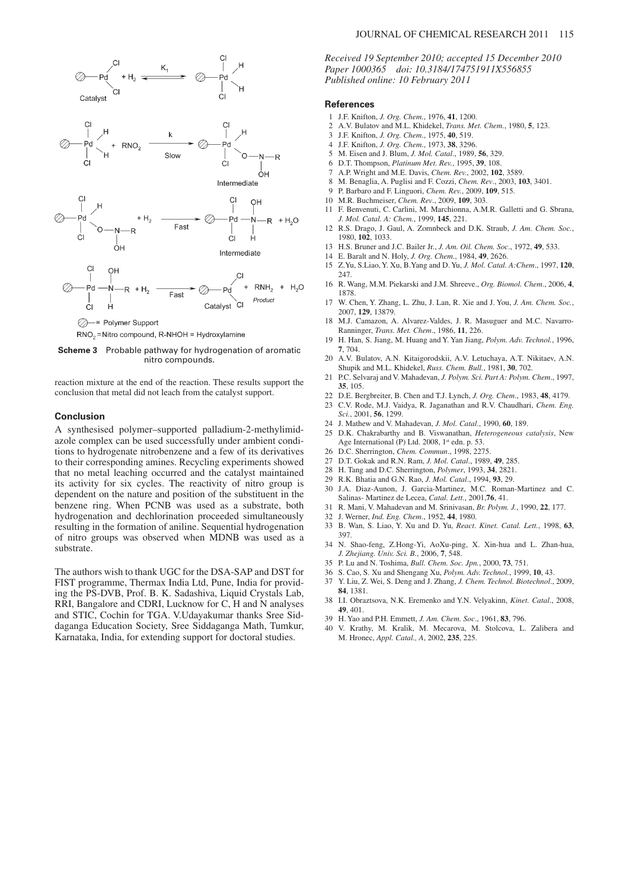**Scheme 3** Probable pathway for hydrogenation of aromatic nitro compounds.

reaction mixture at the end of the reaction. These results support the conclusion that metal did not leach from the catalyst support.

## Conclusion

A synthesised polymer–supported palladium-2-methylimidazole complex can be used successfully under ambient conditions to hydrogenate nitrobenzene and a few of its derivatives to their corresponding amines. Recycling experiments showed that no metal leaching occurred and the catalyst maintained its activity for six cycles. The reactivity of nitro group is dependent on the nature and position of the substituent in the benzene ring. When PCNB was used as a substrate, both hydrogenation and dechlorination proceeded simultaneously resulting in the formation of aniline. Sequential hydrogenation of nitro groups was observed when MDNB was used as a substrate.

The authors wish to thank UGC for the DSA-SAP and DST for FIST programme, Thermax India Ltd, Pune, India for providing the PS-DVB, Prof. B. K. Sadashiva, Liquid Crystals Lab, RRI, Bangalore and CDRI, Lucknow for C, H and N analyses and STIC, Cochin for TGA. V.Udayakumar thanks Sree Siddaganga Education Society, Sree Siddaganga Math, Tumkur, Karnataka, India, for extending support for doctoral studies.

*Received 19 September 2010; accepted 15 December 2010*
*Paper 1000365 doi: 10.3184/174751911X556855*
*Published online: 10 February 2011*

## References

1. J.F. Knifton, *J. Org. Chem.*, 1976, **41**, 1200.
2. A.V. Bulatov and M.L. Khidekel, *Trans. Met. Chem.*, 1980, **5**, 123.
3. J.F. Knifton, *J. Org. Chem.*, 1975, **40**, 519.
4. J.F. Knifton, *J. Org. Chem.*, 1973, **38**, 3296.
5. M. Eisen and J. Blum, *J. Mol. Catal.*, 1989, **56**, 329.
6. D.T. Thompson, *Platinum Met. Rev.*, 1995, **39**, 108.
7. A.P. Wright and M.E. Davis, *Chem. Rev.*, 2002, **102**, 3589.
8. M. Benaglia, A. Puglisi and F. Cozzi, *Chem. Rev.*, 2003, **103**, 3401.
9. P. Barbaro and F. Linguori, *Chem. Rev.*, 2009, **109**, 515.
10. M.R. Buchmeiser, *Chem. Rev*., 2009, **109**, 303.
11. F. Benvenuti, C. Carlini, M. Marchionna, A.M.R. Galletti and G. Sbrana, *J. Mol. Catal. A: Chem.*, 1999, **145**, 221.
12. R.S. Drago, J. Gaul, A. Zomnbeck and D.K. Straub, *J. Am. Chem. Soc.*, 1980, **102**, 1033.
13. H.S. Bruner and J.C. Bailer Jr., *J. Am. Oil. Chem. Soc*., 1972, **49**, 533.
14. E. Baralt and N. Holy, *J. Org. Chem.*, 1984, **49**, 2626.
15. Z.Yu, S.Liao, Y. Xu, B.Yang and D. Yu, *J. Mol. Catal. A:Chem*., 1997, **120**, 247.
16. R. Wang, M.M. Piekarski and J.M. Shreeve., *Org. Biomol. Chem*., 2006, **4**, 1878.
17. W. Chen, Y. Zhang, L. Zhu, J. Lan, R. Xie and J. You, *J. Am. Chem. Soc.*, 2007, **129**, 13879.
18. M.J. Camazon, A. Alvarez-Valdes, J. R. Masuguer and M.C. Navarro-Ranninger, *Trans. Met. Chem*., 1986, **11**, 226.
19. H. Han, S. Jiang, M. Huang and Y. Yan Jiang, *Polym. Adv. Technol.*, 1996, **7**, 704.
20. A.V. Bulatov, A.N. Kitaigorodskii, A.V. Letuchaya, A.T. Nikitaev, A.N. Shupik and M.L. Khidekel, *Russ. Chem. Bull.*, 1981, **30**, 702.
21. P.C. Selvaraj and V. Mahadevan, *J. Polym. Sci. Part A: Polym. Chem*., 1997, **35**, 105.
22. D.E. Bergbreiter, B. Chen and T.J. Lynch, *J. Org. Chem*., 1983, **48**, 4179.
23. C.V. Rode, M.J. Vaidya, R. Jaganathan and R.V. Chaudhari, *Chem. Eng. Sci.*, 2001, **56**, 1299.
24. J. Mathew and V. Mahadevan, *J. Mol. Catal.*, 1990, **60**, 189.
25. D.K. Chakrabarthy and B. Viswanathan, *Heterogeneous catalysis*, New Age International (P) Ltd. 2008, 1st edn. p. 53.
26. D.C. Sherrington, *Chem. Commun*., 1998, 2275.
27. D.T. Gokak and R.N. Ram, *J. Mol. Catal*., 1989, **49**, 285.
28. H. Tang and D.C. Sherrington, *Polymer*, 1993, **34**, 2821.
29. R.K. Bhatia and G.N. Rao, *J. Mol. Catal*., 1994, **93**, 29.
30. J.A. Diaz-Aunon, J. Garcia-Martinez, M.C. Roman-Martinez and C. Salinas- Martinez de Lecea, *Catal. Lett.*, 2001,**76**, 41.
31. R. Mani, V. Mahadevan and M. Srinivasan, *Br. Polym. J.*, 1990, **22**, 177.
32. J. Werner, *Ind. Eng. Chem*., 1952, **44**, 1980.
33. B. Wan, S. Liao, Y. Xu and D. Yu, *React. Kinet. Catal. Lett.*, 1998, **63**, 397.
34. N. Shao-feng, Z.Hong-Yi, AoXu-ping, X. Xin-hua and L. Zhan-hua, *J. Zhejiang. Univ. Sci. B.*, 2006, **7**, 548.
35. P. Lu and N. Toshima, *Bull. Chem. Soc. Jpn.*, 2000, **73**, 751.
36. S. Cao, S. Xu and Shengang Xu, *Polym. Adv. Technol.*, 1999, **10**, 43.
37. Y. Liu, Z. Wei, S. Deng and J. Zhang, *J. Chem. Technol. Biotechnol*., 2009, **84**, 1381.
38. I.I. Obraztsova, N.K. Eremenko and Y.N. Velyakinn, *Kinet. Catal*., 2008, **49**, 401.
39. H. Yao and P.H. Emmett, *J. Am. Chem. Soc*., 1961, **83**, 796.
40. V. Krathy, M. Kralik, M. Mecarova, M. Stolcova, L. Zalibera and M. Hronec, *Appl. Catal., A*, 2002, **235**, 225.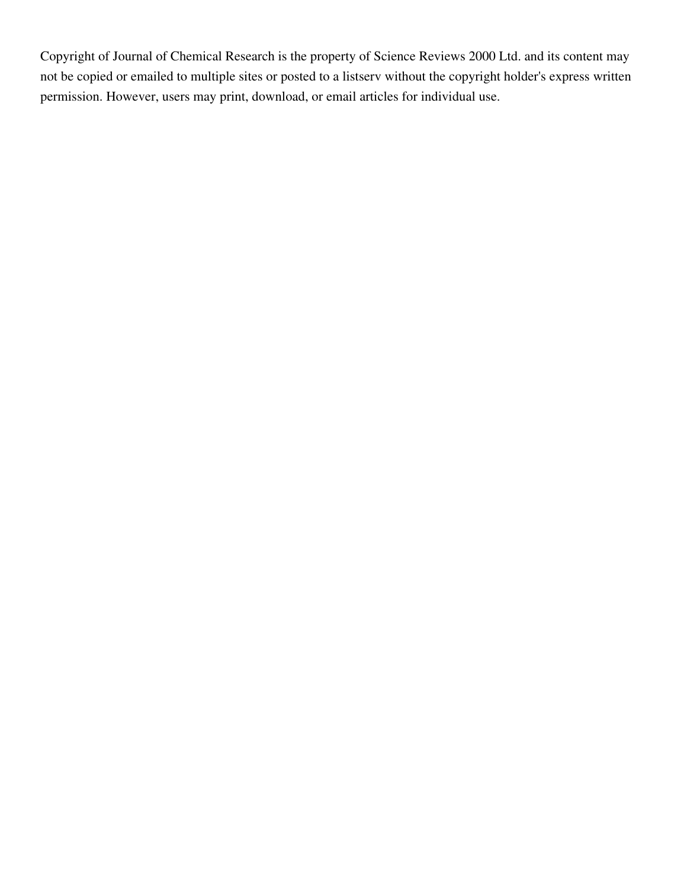Copyright of Journal of Chemical Research is the property of Science Reviews 2000 Ltd. and its content may not be copied or emailed to multiple sites or posted to a listserv without the copyright holder's express written permission. However, users may print, download, or email articles for individual use.